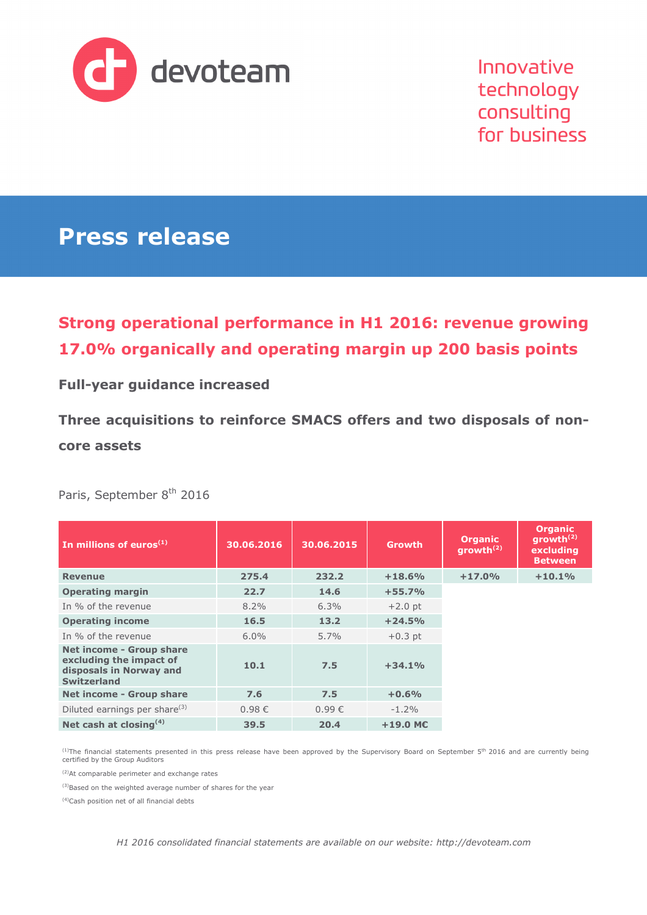devoteam

Innovative technology consulting for business

# Press release

## Strong operational performance in H1 2016: revenue growing 17.0% organically and operating margin up 200 basis points

### Full-year guidance increased

### Three acquisitions to reinforce SMACS offers and two disposals of non-core assets

Paris, September 8th 2016

| In millions of euros[(1)] | 30.06.2016 | 30.06.2015 | Growth | Organic growth[(2)] | Organic growth[(2)] excluding Between |
|---|---|---|---|---|---|
| **Revenue** | **275.4** | **232.2** | **+18.6%** | **+17.0%** | **+10.1%** |
| **Operating margin** | **22.7** | **14.6** | **+55.7%** | | |
| In % of the revenue | 8.2% | 6.3% | +2.0 pt | | |
| **Operating income** | **16.5** | **13.2** | **+24.5%** | | |
| In % of the revenue | 6.0% | 5.7% | +0.3 pt | | |
| **Net income - Group share excluding the impact of disposals in Norway and Switzerland** | **10.1** | **7.5** | **+34.1%** | | |
| **Net income - Group share** | **7.6** | **7.5** | **+0.6%** | | |
| Diluted earnings per share[(3)] | 0.98 € | 0.99 € | -1.2% | | |
| **Net cash at closing[(4)]** | **39.5** | **20.4** | **+19.0 M€** | | |

[(1)]The financial statements presented in this press release have been approved by the Supervisory Board on September 5th 2016 and are currently being certified by the Group Auditors

[(2)]At comparable perimeter and exchange rates

[(3)]Based on the weighted average number of shares for the year

[(4)]Cash position net of all financial debts

*H1 2016 consolidated financial statements are available on our website: http://devoteam.com*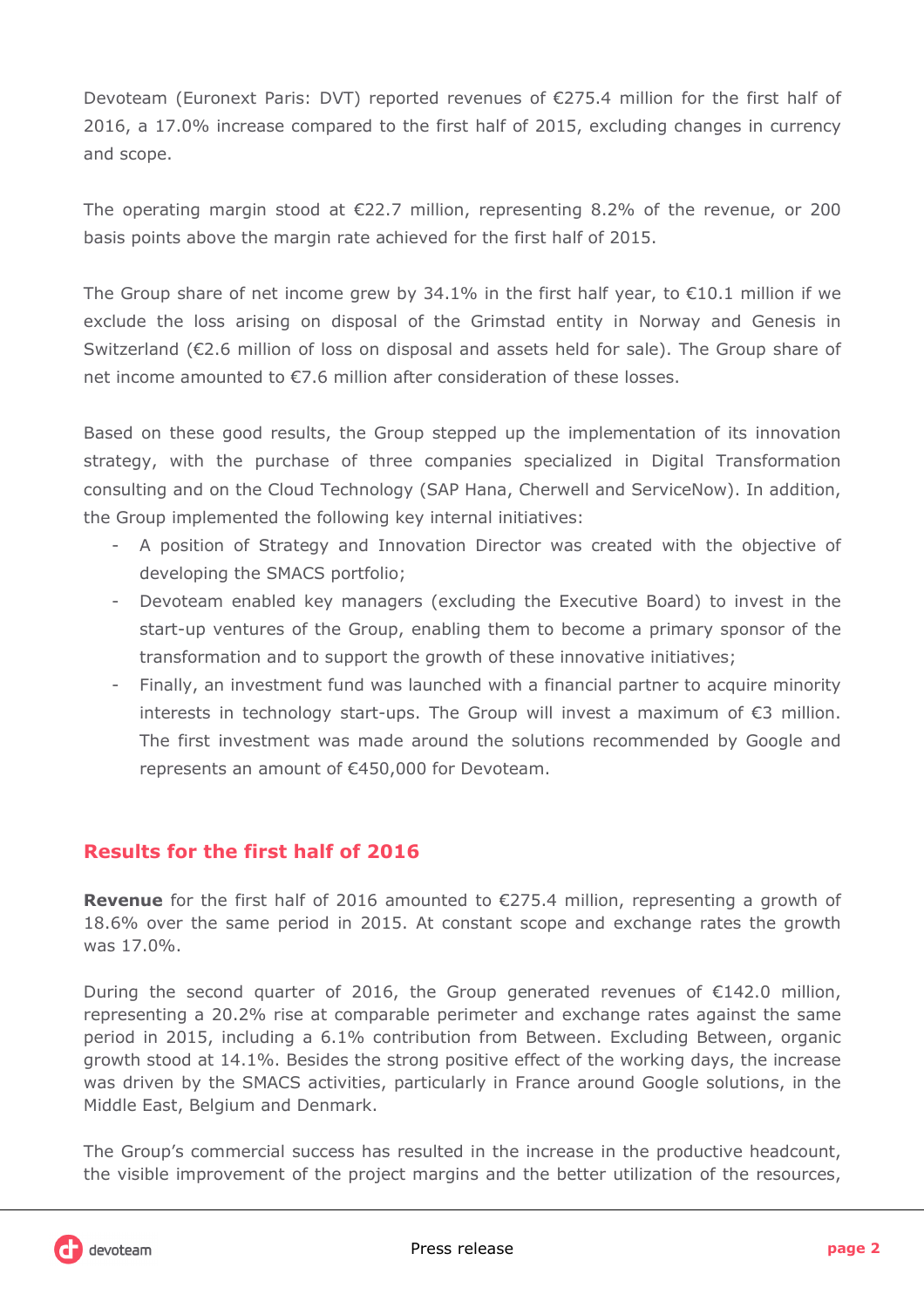Devoteam (Euronext Paris: DVT) reported revenues of €275.4 million for the first half of 2016, a 17.0% increase compared to the first half of 2015, excluding changes in currency and scope.

The operating margin stood at €22.7 million, representing 8.2% of the revenue, or 200 basis points above the margin rate achieved for the first half of 2015.

The Group share of net income grew by 34.1% in the first half year, to €10.1 million if we exclude the loss arising on disposal of the Grimstad entity in Norway and Genesis in Switzerland (€2.6 million of loss on disposal and assets held for sale). The Group share of net income amounted to €7.6 million after consideration of these losses.

Based on these good results, the Group stepped up the implementation of its innovation strategy, with the purchase of three companies specialized in Digital Transformation consulting and on the Cloud Technology (SAP Hana, Cherwell and ServiceNow). In addition, the Group implemented the following key internal initiatives:

- A position of Strategy and Innovation Director was created with the objective of developing the SMACS portfolio;
- Devoteam enabled key managers (excluding the Executive Board) to invest in the start-up ventures of the Group, enabling them to become a primary sponsor of the transformation and to support the growth of these innovative initiatives;
- Finally, an investment fund was launched with a financial partner to acquire minority interests in technology start-ups. The Group will invest a maximum of €3 million. The first investment was made around the solutions recommended by Google and represents an amount of €450,000 for Devoteam.

## Results for the first half of 2016

**Revenue** for the first half of 2016 amounted to €275.4 million, representing a growth of 18.6% over the same period in 2015. At constant scope and exchange rates the growth was 17.0%.

During the second quarter of 2016, the Group generated revenues of €142.0 million, representing a 20.2% rise at comparable perimeter and exchange rates against the same period in 2015, including a 6.1% contribution from Between. Excluding Between, organic growth stood at 14.1%. Besides the strong positive effect of the working days, the increase was driven by the SMACS activities, particularly in France around Google solutions, in the Middle East, Belgium and Denmark.

The Group's commercial success has resulted in the increase in the productive headcount, the visible improvement of the project margins and the better utilization of the resources,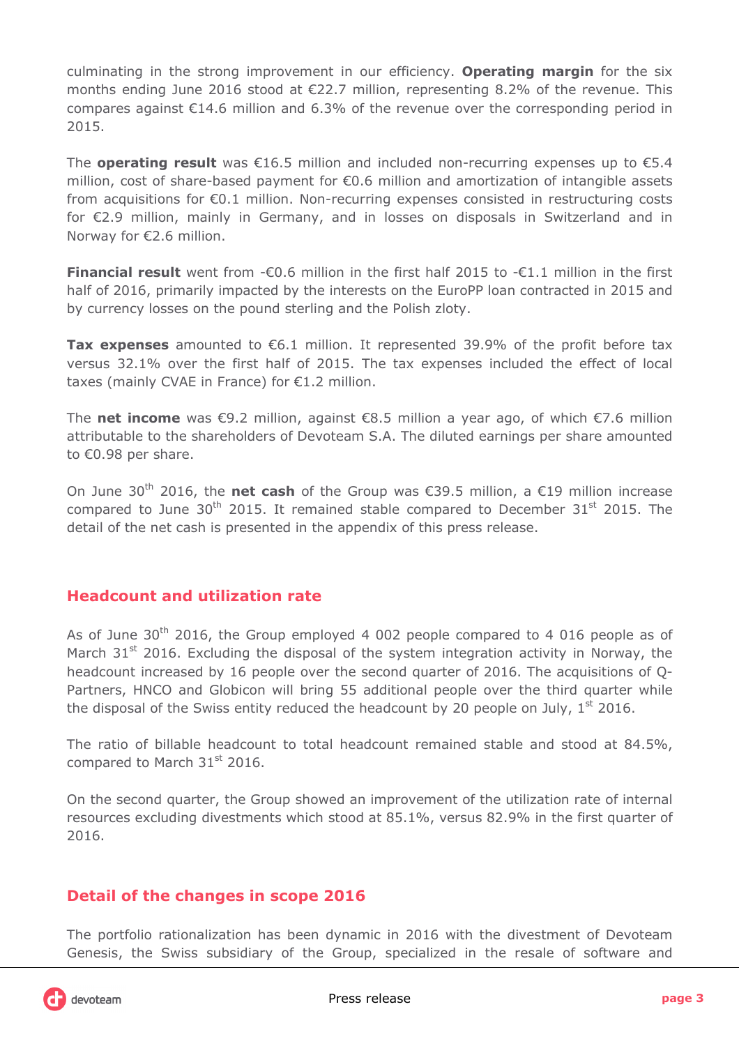culminating in the strong improvement in our efficiency. **Operating margin** for the six months ending June 2016 stood at €22.7 million, representing 8.2% of the revenue. This compares against €14.6 million and 6.3% of the revenue over the corresponding period in 2015.

The **operating result** was €16.5 million and included non-recurring expenses up to €5.4 million, cost of share-based payment for €0.6 million and amortization of intangible assets from acquisitions for €0.1 million. Non-recurring expenses consisted in restructuring costs for €2.9 million, mainly in Germany, and in losses on disposals in Switzerland and in Norway for €2.6 million.

**Financial result** went from -€0.6 million in the first half 2015 to -€1.1 million in the first half of 2016, primarily impacted by the interests on the EuroPP loan contracted in 2015 and by currency losses on the pound sterling and the Polish zloty.

**Tax expenses** amounted to €6.1 million. It represented 39.9% of the profit before tax versus 32.1% over the first half of 2015. The tax expenses included the effect of local taxes (mainly CVAE in France) for €1.2 million.

The **net income** was €9.2 million, against €8.5 million a year ago, of which €7.6 million attributable to the shareholders of Devoteam S.A. The diluted earnings per share amounted to €0.98 per share.

On June 30th 2016, the **net cash** of the Group was €39.5 million, a €19 million increase compared to June 30th 2015. It remained stable compared to December 31st 2015. The detail of the net cash is presented in the appendix of this press release.

## Headcount and utilization rate

As of June 30th 2016, the Group employed 4 002 people compared to 4 016 people as of March 31st 2016. Excluding the disposal of the system integration activity in Norway, the headcount increased by 16 people over the second quarter of 2016. The acquisitions of Q-Partners, HNCO and Globicon will bring 55 additional people over the third quarter while the disposal of the Swiss entity reduced the headcount by 20 people on July, 1st 2016.

The ratio of billable headcount to total headcount remained stable and stood at 84.5%, compared to March 31st 2016.

On the second quarter, the Group showed an improvement of the utilization rate of internal resources excluding divestments which stood at 85.1%, versus 82.9% in the first quarter of 2016.

## Detail of the changes in scope 2016

The portfolio rationalization has been dynamic in 2016 with the divestment of Devoteam Genesis, the Swiss subsidiary of the Group, specialized in the resale of software and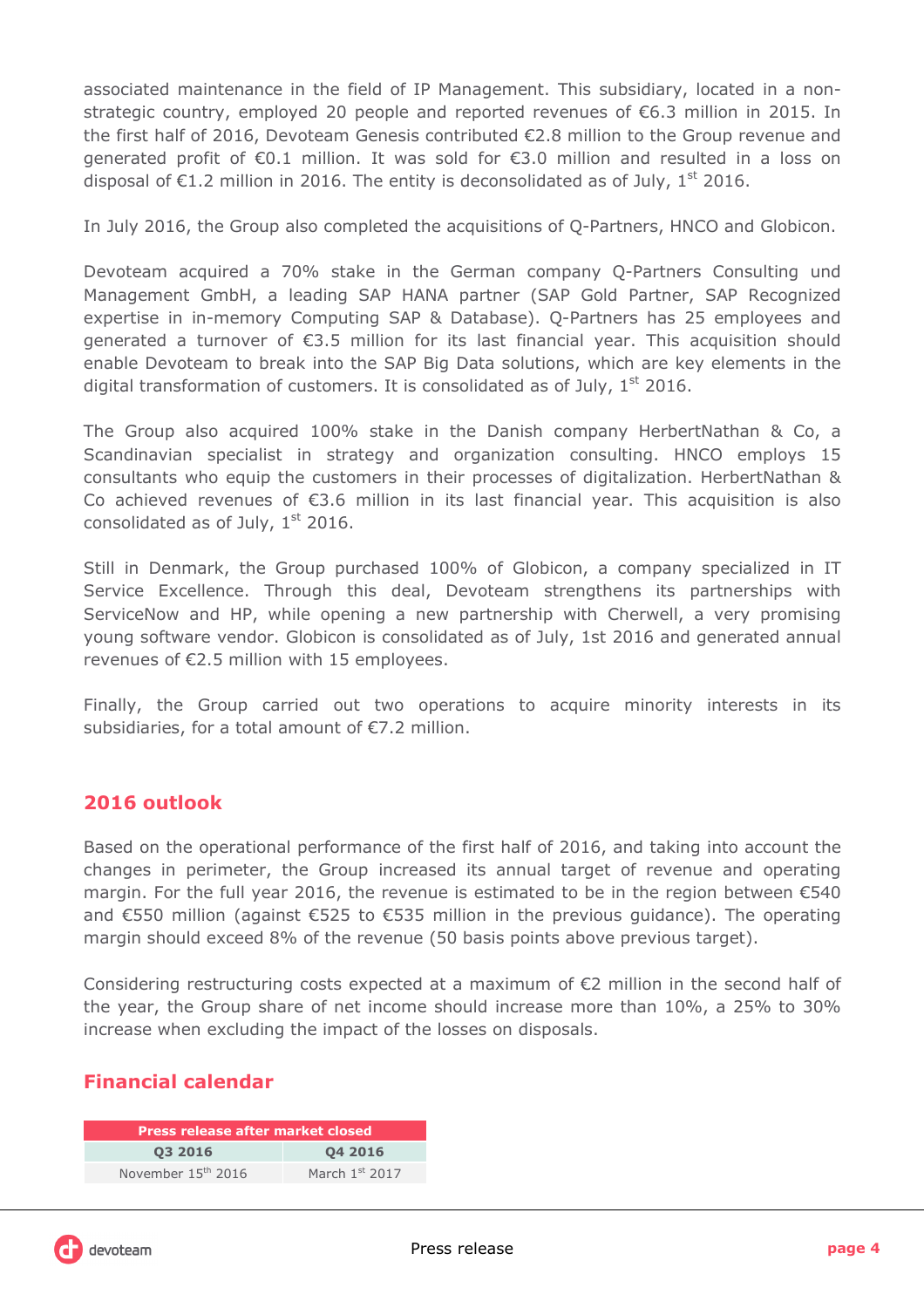associated maintenance in the field of IP Management. This subsidiary, located in a non-strategic country, employed 20 people and reported revenues of €6.3 million in 2015. In the first half of 2016, Devoteam Genesis contributed €2.8 million to the Group revenue and generated profit of €0.1 million. It was sold for €3.0 million and resulted in a loss on disposal of €1.2 million in 2016. The entity is deconsolidated as of July, 1st 2016.

In July 2016, the Group also completed the acquisitions of Q-Partners, HNCO and Globicon.

Devoteam acquired a 70% stake in the German company Q-Partners Consulting und Management GmbH, a leading SAP HANA partner (SAP Gold Partner, SAP Recognized expertise in in-memory Computing SAP & Database). Q-Partners has 25 employees and generated a turnover of €3.5 million for its last financial year. This acquisition should enable Devoteam to break into the SAP Big Data solutions, which are key elements in the digital transformation of customers. It is consolidated as of July, 1st 2016.

The Group also acquired 100% stake in the Danish company HerbertNathan & Co, a Scandinavian specialist in strategy and organization consulting. HNCO employs 15 consultants who equip the customers in their processes of digitalization. HerbertNathan & Co achieved revenues of €3.6 million in its last financial year. This acquisition is also consolidated as of July, 1st 2016.

Still in Denmark, the Group purchased 100% of Globicon, a company specialized in IT Service Excellence. Through this deal, Devoteam strengthens its partnerships with ServiceNow and HP, while opening a new partnership with Cherwell, a very promising young software vendor. Globicon is consolidated as of July, 1st 2016 and generated annual revenues of €2.5 million with 15 employees.

Finally, the Group carried out two operations to acquire minority interests in its subsidiaries, for a total amount of €7.2 million.

## 2016 outlook

Based on the operational performance of the first half of 2016, and taking into account the changes in perimeter, the Group increased its annual target of revenue and operating margin. For the full year 2016, the revenue is estimated to be in the region between €540 and €550 million (against €525 to €535 million in the previous guidance). The operating margin should exceed 8% of the revenue (50 basis points above previous target).

Considering restructuring costs expected at a maximum of €2 million in the second half of the year, the Group share of net income should increase more than 10%, a 25% to 30% increase when excluding the impact of the losses on disposals.

## Financial calendar

| Press release after market closed | |
|---|---|
| **Q3 2016** | **Q4 2016** |
| November 15th 2016 | March 1st 2017 |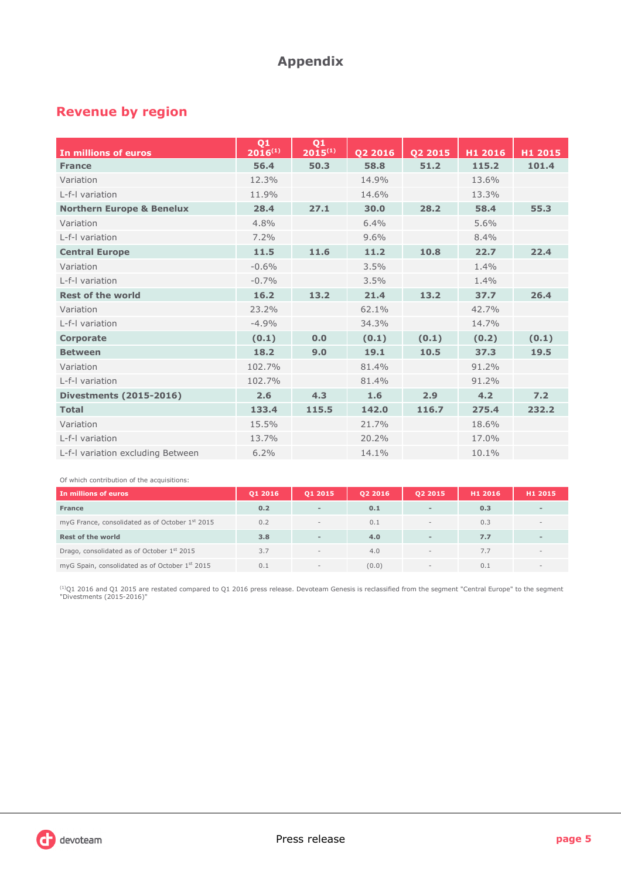# Appendix

## Revenue by region

| In millions of euros | Q1 2016[1] | Q1 2015[1] | Q2 2016 | Q2 2015 | H1 2016 | H1 2015 |
|---|---|---|---|---|---|---|
| **France** | **56.4** | **50.3** | **58.8** | **51.2** | **115.2** | **101.4** |
| Variation | 12.3% | | 14.9% | | 13.6% | |
| L-f-l variation | 11.9% | | 14.6% | | 13.3% | |
| **Northern Europe & Benelux** | **28.4** | **27.1** | **30.0** | **28.2** | **58.4** | **55.3** |
| Variation | 4.8% | | 6.4% | | 5.6% | |
| L-f-l variation | 7.2% | | 9.6% | | 8.4% | |
| **Central Europe** | **11.5** | **11.6** | **11.2** | **10.8** | **22.7** | **22.4** |
| Variation | -0.6% | | 3.5% | | 1.4% | |
| L-f-l variation | -0.7% | | 3.5% | | 1.4% | |
| **Rest of the world** | **16.2** | **13.2** | **21.4** | **13.2** | **37.7** | **26.4** |
| Variation | 23.2% | | 62.1% | | 42.7% | |
| L-f-l variation | -4.9% | | 34.3% | | 14.7% | |
| **Corporate** | **(0.1)** | **0.0** | **(0.1)** | **(0.1)** | **(0.2)** | **(0.1)** |
| **Between** | **18.2** | **9.0** | **19.1** | **10.5** | **37.3** | **19.5** |
| Variation | 102.7% | | 81.4% | | 91.2% | |
| L-f-l variation | 102.7% | | 81.4% | | 91.2% | |
| **Divestments (2015-2016)** | **2.6** | **4.3** | **1.6** | **2.9** | **4.2** | **7.2** |
| **Total** | **133.4** | **115.5** | **142.0** | **116.7** | **275.4** | **232.2** |
| Variation | 15.5% | | 21.7% | | 18.6% | |
| L-f-l variation | 13.7% | | 20.2% | | 17.0% | |
| L-f-l variation excluding Between | 6.2% | | 14.1% | | 10.1% | |

Of which contribution of the acquisitions:

| In millions of euros | Q1 2016 | Q1 2015 | Q2 2016 | Q2 2015 | H1 2016 | H1 2015 |
|---|---|---|---|---|---|---|
| **France** | **0.2** | **-** | **0.1** | **-** | **0.3** | **-** |
| myG France, consolidated as of October 1st 2015 | 0.2 | - | 0.1 | - | 0.3 | - |
| **Rest of the world** | **3.8** | **-** | **4.0** | **-** | **7.7** | **-** |
| Drago, consolidated as of October 1st 2015 | 3.7 | - | 4.0 | - | 7.7 | - |
| myG Spain, consolidated as of October 1st 2015 | 0.1 | - | (0.0) | - | 0.1 | - |

[1] Q1 2016 and Q1 2015 are restated compared to Q1 2016 press release. Devoteam Genesis is reclassified from the segment "Central Europe" to the segment "Divestments (2015-2016)"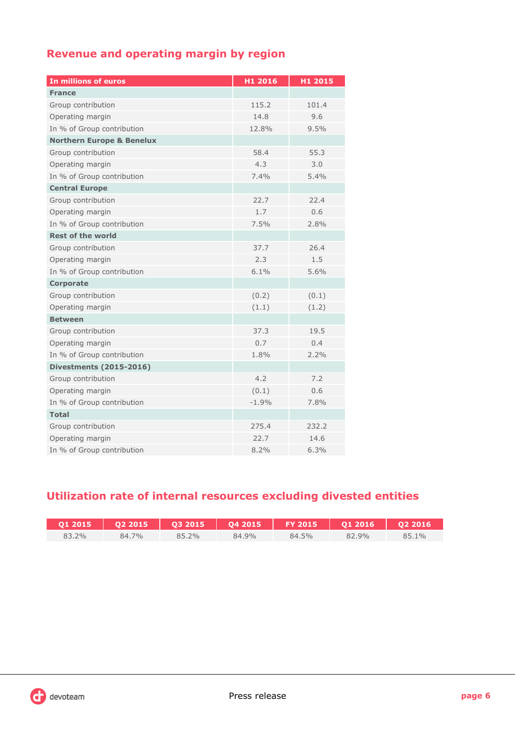## Revenue and operating margin by region

| In millions of euros | H1 2016 | H1 2015 |
|---|---|---|
| **France** | | |
| Group contribution | 115.2 | 101.4 |
| Operating margin | 14.8 | 9.6 |
| In % of Group contribution | 12.8% | 9.5% |
| **Northern Europe & Benelux** | | |
| Group contribution | 58.4 | 55.3 |
| Operating margin | 4.3 | 3.0 |
| In % of Group contribution | 7.4% | 5.4% |
| **Central Europe** | | |
| Group contribution | 22.7 | 22.4 |
| Operating margin | 1.7 | 0.6 |
| In % of Group contribution | 7.5% | 2.8% |
| **Rest of the world** | | |
| Group contribution | 37.7 | 26.4 |
| Operating margin | 2.3 | 1.5 |
| In % of Group contribution | 6.1% | 5.6% |
| **Corporate** | | |
| Group contribution | (0.2) | (0.1) |
| Operating margin | (1.1) | (1.2) |
| **Between** | | |
| Group contribution | 37.3 | 19.5 |
| Operating margin | 0.7 | 0.4 |
| In % of Group contribution | 1.8% | 2.2% |
| **Divestments (2015-2016)** | | |
| Group contribution | 4.2 | 7.2 |
| Operating margin | (0.1) | 0.6 |
| In % of Group contribution | -1.9% | 7.8% |
| **Total** | | |
| Group contribution | 275.4 | 232.2 |
| Operating margin | 22.7 | 14.6 |
| In % of Group contribution | 8.2% | 6.3% |

## Utilization rate of internal resources excluding divested entities

| Q1 2015 | Q2 2015 | Q3 2015 | Q4 2015 | FY 2015 | Q1 2016 | Q2 2016 |
|---|---|---|---|---|---|---|
| 83.2% | 84.7% | 85.2% | 84.9% | 84.5% | 82.9% | 85.1% |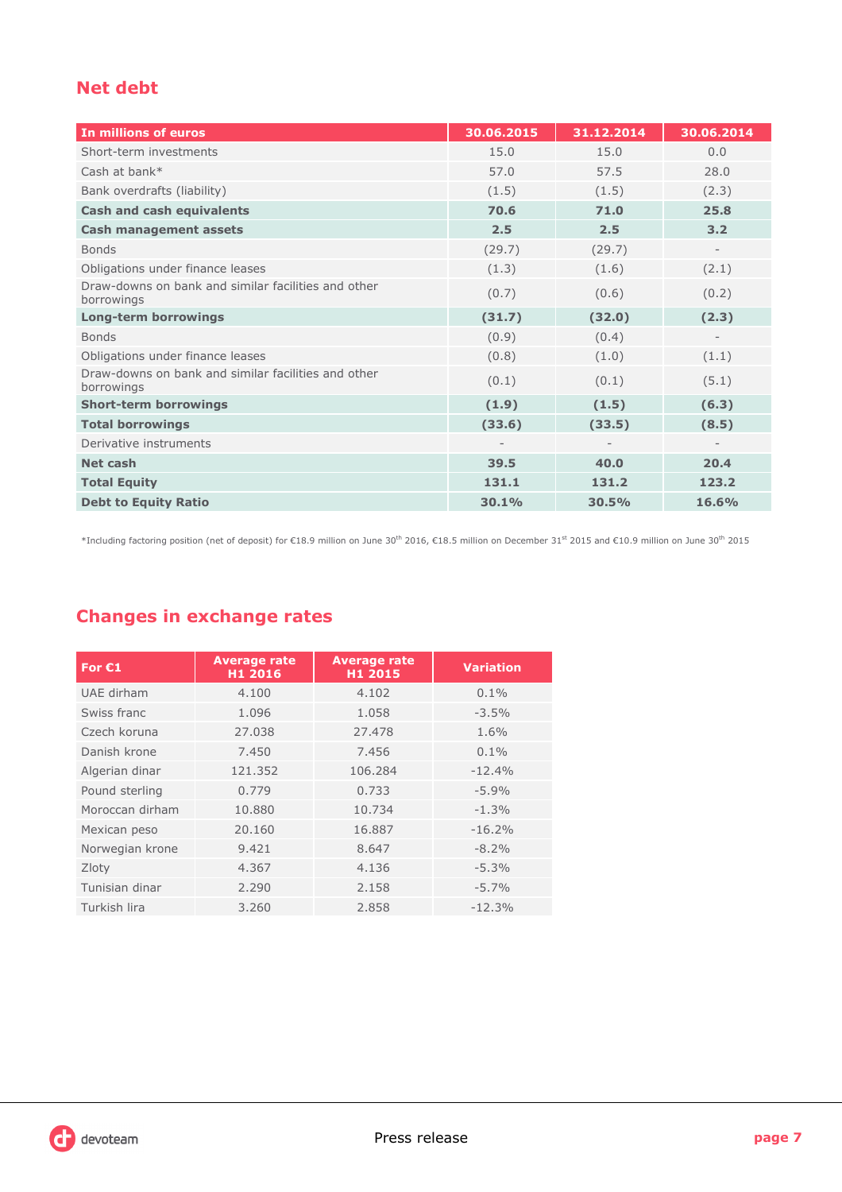## Net debt

| In millions of euros | 30.06.2015 | 31.12.2014 | 30.06.2014 |
|---|---|---|---|
| Short-term investments | 15.0 | 15.0 | 0.0 |
| Cash at bank* | 57.0 | 57.5 | 28.0 |
| Bank overdrafts (liability) | (1.5) | (1.5) | (2.3) |
| **Cash and cash equivalents** | **70.6** | **71.0** | **25.8** |
| **Cash management assets** | **2.5** | **2.5** | **3.2** |
| Bonds | (29.7) | (29.7) | - |
| Obligations under finance leases | (1.3) | (1.6) | (2.1) |
| Draw-downs on bank and similar facilities and other borrowings | (0.7) | (0.6) | (0.2) |
| **Long-term borrowings** | **(31.7)** | **(32.0)** | **(2.3)** |
| Bonds | (0.9) | (0.4) | - |
| Obligations under finance leases | (0.8) | (1.0) | (1.1) |
| Draw-downs on bank and similar facilities and other borrowings | (0.1) | (0.1) | (5.1) |
| **Short-term borrowings** | **(1.9)** | **(1.5)** | **(6.3)** |
| **Total borrowings** | **(33.6)** | **(33.5)** | **(8.5)** |
| Derivative instruments | - | - | - |
| **Net cash** | **39.5** | **40.0** | **20.4** |
| **Total Equity** | **131.1** | **131.2** | **123.2** |
| **Debt to Equity Ratio** | **30.1%** | **30.5%** | **16.6%** |

*Including factoring position (net of deposit) for €18.9 million on June 30th 2016, €18.5 million on December 31st 2015 and €10.9 million on June 30th 2015

## Changes in exchange rates

| For €1 | Average rate H1 2016 | Average rate H1 2015 | Variation |
|---|---|---|---|
| UAE dirham | 4.100 | 4.102 | 0.1% |
| Swiss franc | 1.096 | 1.058 | -3.5% |
| Czech koruna | 27.038 | 27.478 | 1.6% |
| Danish krone | 7.450 | 7.456 | 0.1% |
| Algerian dinar | 121.352 | 106.284 | -12.4% |
| Pound sterling | 0.779 | 0.733 | -5.9% |
| Moroccan dirham | 10.880 | 10.734 | -1.3% |
| Mexican peso | 20.160 | 16.887 | -16.2% |
| Norwegian krone | 9.421 | 8.647 | -8.2% |
| Zloty | 4.367 | 4.136 | -5.3% |
| Tunisian dinar | 2.290 | 2.158 | -5.7% |
| Turkish lira | 3.260 | 2.858 | -12.3% |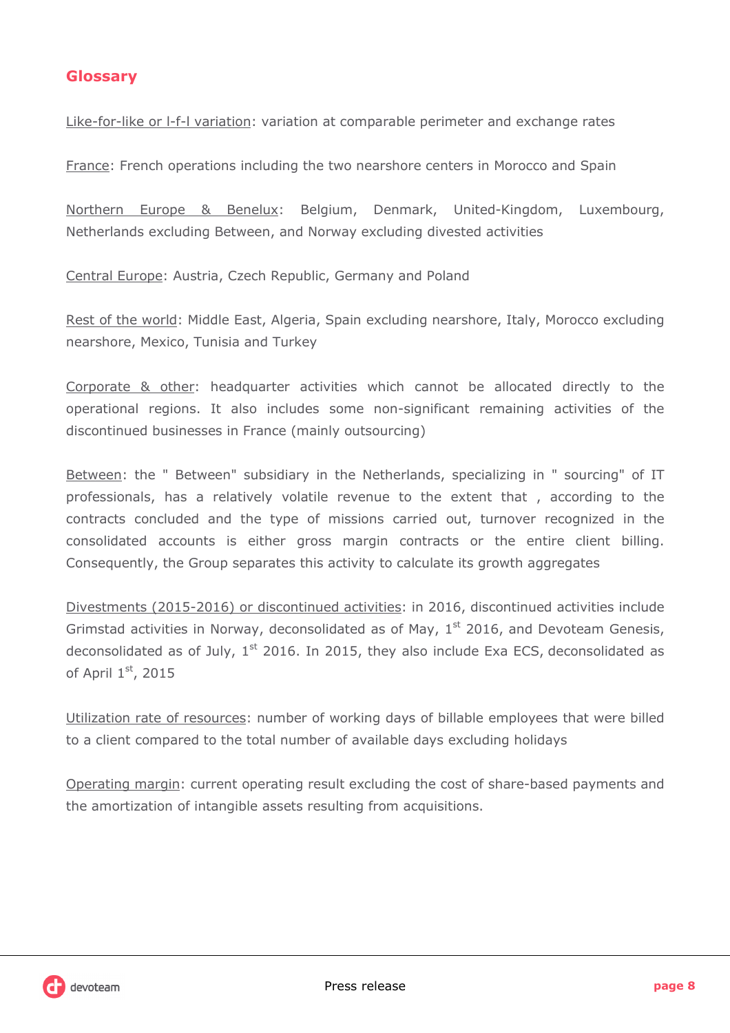## Glossary

Like-for-like or l-f-l variation: variation at comparable perimeter and exchange rates

France: French operations including the two nearshore centers in Morocco and Spain

Northern Europe & Benelux: Belgium, Denmark, United-Kingdom, Luxembourg, Netherlands excluding Between, and Norway excluding divested activities

Central Europe: Austria, Czech Republic, Germany and Poland

Rest of the world: Middle East, Algeria, Spain excluding nearshore, Italy, Morocco excluding nearshore, Mexico, Tunisia and Turkey

Corporate & other: headquarter activities which cannot be allocated directly to the operational regions. It also includes some non-significant remaining activities of the discontinued businesses in France (mainly outsourcing)

Between: the " Between" subsidiary in the Netherlands, specializing in " sourcing" of IT professionals, has a relatively volatile revenue to the extent that , according to the contracts concluded and the type of missions carried out, turnover recognized in the consolidated accounts is either gross margin contracts or the entire client billing. Consequently, the Group separates this activity to calculate its growth aggregates

Divestments (2015-2016) or discontinued activities: in 2016, discontinued activities include Grimstad activities in Norway, deconsolidated as of May, 1st 2016, and Devoteam Genesis, deconsolidated as of July, 1st 2016. In 2015, they also include Exa ECS, deconsolidated as of April 1st, 2015

Utilization rate of resources: number of working days of billable employees that were billed to a client compared to the total number of available days excluding holidays

Operating margin: current operating result excluding the cost of share-based payments and the amortization of intangible assets resulting from acquisitions.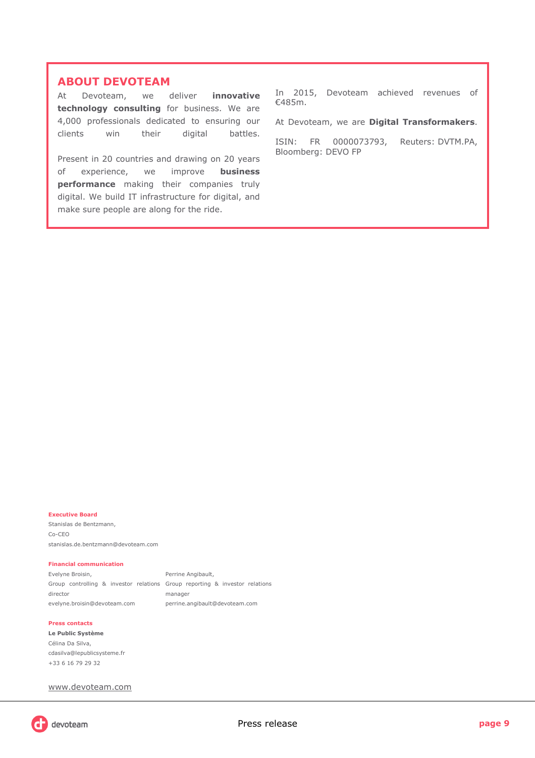## ABOUT DEVOTEAM

At Devoteam, we deliver **innovative technology consulting** for business. We are 4,000 professionals dedicated to ensuring our clients win their digital battles.

Present in 20 countries and drawing on 20 years of experience, we improve **business performance** making their companies truly digital. We build IT infrastructure for digital, and make sure people are along for the ride.

In 2015, Devoteam achieved revenues of €485m.

At Devoteam, we are **Digital Transformakers**.

ISIN: FR 0000073793, Reuters: DVTM.PA, Bloomberg: DEVO FP

**Executive Board**

Stanislas de Bentzmann,
Co-CEO
stanislas.de.bentzmann@devoteam.com

**Financial communication**

Evelyne Broisin,
Group controlling & investor relations director
evelyne.broisin@devoteam.com

Perrine Angibault,
Group reporting & investor relations manager
perrine.angibault@devoteam.com

**Press contacts**

**Le Public Système**
Célina Da Silva,
cdasilva@lepublicsysteme.fr
+33 6 16 79 29 32

www.devoteam.com